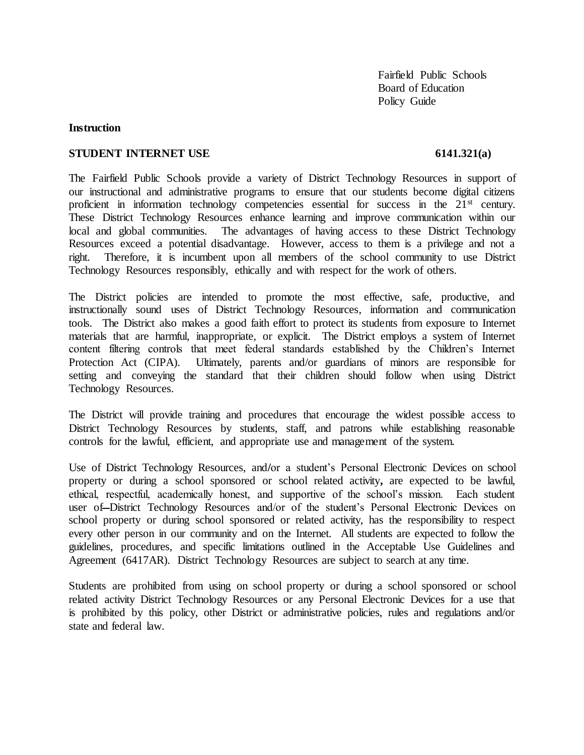Fairfield Public Schools
Board of Education
Policy Guide

**Instruction**

**STUDENT INTERNET USE 6141.321(a)**

The Fairfield Public Schools provide a variety of District Technology Resources in support of our instructional and administrative programs to ensure that our students become digital citizens proficient in information technology competencies essential for success in the 21st century. These District Technology Resources enhance learning and improve communication within our local and global communities. The advantages of having access to these District Technology Resources exceed a potential disadvantage. However, access to them is a privilege and not a right. Therefore, it is incumbent upon all members of the school community to use District Technology Resources responsibly, ethically and with respect for the work of others.

The District policies are intended to promote the most effective, safe, productive, and instructionally sound uses of District Technology Resources, information and communication tools. The District also makes a good faith effort to protect its students from exposure to Internet materials that are harmful, inappropriate, or explicit. The District employs a system of Internet content filtering controls that meet federal standards established by the Children's Internet Protection Act (CIPA). Ultimately, parents and/or guardians of minors are responsible for setting and conveying the standard that their children should follow when using District Technology Resources.

The District will provide training and procedures that encourage the widest possible access to District Technology Resources by students, staff, and patrons while establishing reasonable controls for the lawful, efficient, and appropriate use and management of the system.

Use of District Technology Resources, and/or a student's Personal Electronic Devices on school property or during a school sponsored or school related activity**,** are expected to be lawful, ethical, respectful, academically honest, and supportive of the school's mission. Each student user of District Technology Resources and/or of the student's Personal Electronic Devices on school property or during school sponsored or related activity, has the responsibility to respect every other person in our community and on the Internet. All students are expected to follow the guidelines, procedures, and specific limitations outlined in the Acceptable Use Guidelines and Agreement (6417AR). District Technology Resources are subject to search at any time.

Students are prohibited from using on school property or during a school sponsored or school related activity District Technology Resources or any Personal Electronic Devices for a use that is prohibited by this policy, other District or administrative policies, rules and regulations and/or state and federal law.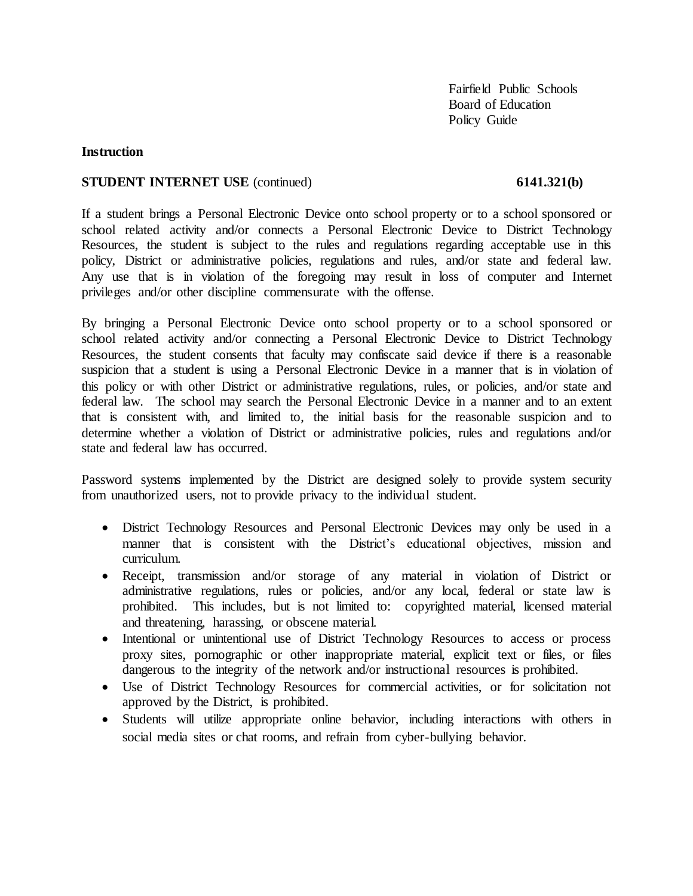**Instruction**

**STUDENT INTERNET USE** (continued) **6141.321(b)**

If a student brings a Personal Electronic Device onto school property or to a school sponsored or school related activity and/or connects a Personal Electronic Device to District Technology Resources, the student is subject to the rules and regulations regarding acceptable use in this policy, District or administrative policies, regulations and rules, and/or state and federal law. Any use that is in violation of the foregoing may result in loss of computer and Internet privileges and/or other discipline commensurate with the offense.

By bringing a Personal Electronic Device onto school property or to a school sponsored or school related activity and/or connecting a Personal Electronic Device to District Technology Resources, the student consents that faculty may confiscate said device if there is a reasonable suspicion that a student is using a Personal Electronic Device in a manner that is in violation of this policy or with other District or administrative regulations, rules, or policies, and/or state and federal law. The school may search the Personal Electronic Device in a manner and to an extent that is consistent with, and limited to, the initial basis for the reasonable suspicion and to determine whether a violation of District or administrative policies, rules and regulations and/or state and federal law has occurred.

Password systems implemented by the District are designed solely to provide system security from unauthorized users, not to provide privacy to the individual student.

- District Technology Resources and Personal Electronic Devices may only be used in a manner that is consistent with the District's educational objectives, mission and curriculum.
- Receipt, transmission and/or storage of any material in violation of District or administrative regulations, rules or policies, and/or any local, federal or state law is prohibited. This includes, but is not limited to: copyrighted material, licensed material and threatening, harassing, or obscene material.
- Intentional or unintentional use of District Technology Resources to access or process proxy sites, pornographic or other inappropriate material, explicit text or files, or files dangerous to the integrity of the network and/or instructional resources is prohibited.
- Use of District Technology Resources for commercial activities, or for solicitation not approved by the District, is prohibited.
- Students will utilize appropriate online behavior, including interactions with others in social media sites or chat rooms, and refrain from cyber-bullying behavior.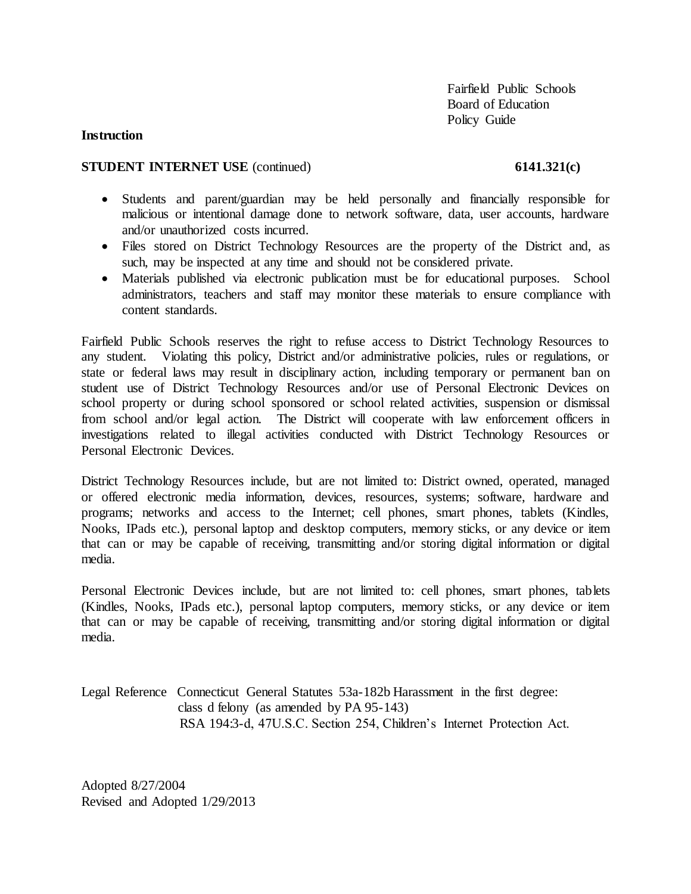**Instruction**

**STUDENT INTERNET USE** (continued) **6141.321(c)**

- Students and parent/guardian may be held personally and financially responsible for malicious or intentional damage done to network software, data, user accounts, hardware and/or unauthorized costs incurred.
- Files stored on District Technology Resources are the property of the District and, as such, may be inspected at any time and should not be considered private.
- Materials published via electronic publication must be for educational purposes. School administrators, teachers and staff may monitor these materials to ensure compliance with content standards.

Fairfield Public Schools reserves the right to refuse access to District Technology Resources to any student. Violating this policy, District and/or administrative policies, rules or regulations, or state or federal laws may result in disciplinary action, including temporary or permanent ban on student use of District Technology Resources and/or use of Personal Electronic Devices on school property or during school sponsored or school related activities, suspension or dismissal from school and/or legal action. The District will cooperate with law enforcement officers in investigations related to illegal activities conducted with District Technology Resources or Personal Electronic Devices.

District Technology Resources include, but are not limited to: District owned, operated, managed or offered electronic media information, devices, resources, systems; software, hardware and programs; networks and access to the Internet; cell phones, smart phones, tablets (Kindles, Nooks, IPads etc.), personal laptop and desktop computers, memory sticks, or any device or item that can or may be capable of receiving, transmitting and/or storing digital information or digital media.

Personal Electronic Devices include, but are not limited to: cell phones, smart phones, tablets (Kindles, Nooks, IPads etc.), personal laptop computers, memory sticks, or any device or item that can or may be capable of receiving, transmitting and/or storing digital information or digital media.

Legal Reference Connecticut General Statutes 53a-182b Harassment in the first degree: class d felony (as amended by PA 95-143)
RSA 194:3-d, 47U.S.C. Section 254, Children's Internet Protection Act.

Adopted 8/27/2004
Revised and Adopted 1/29/2013